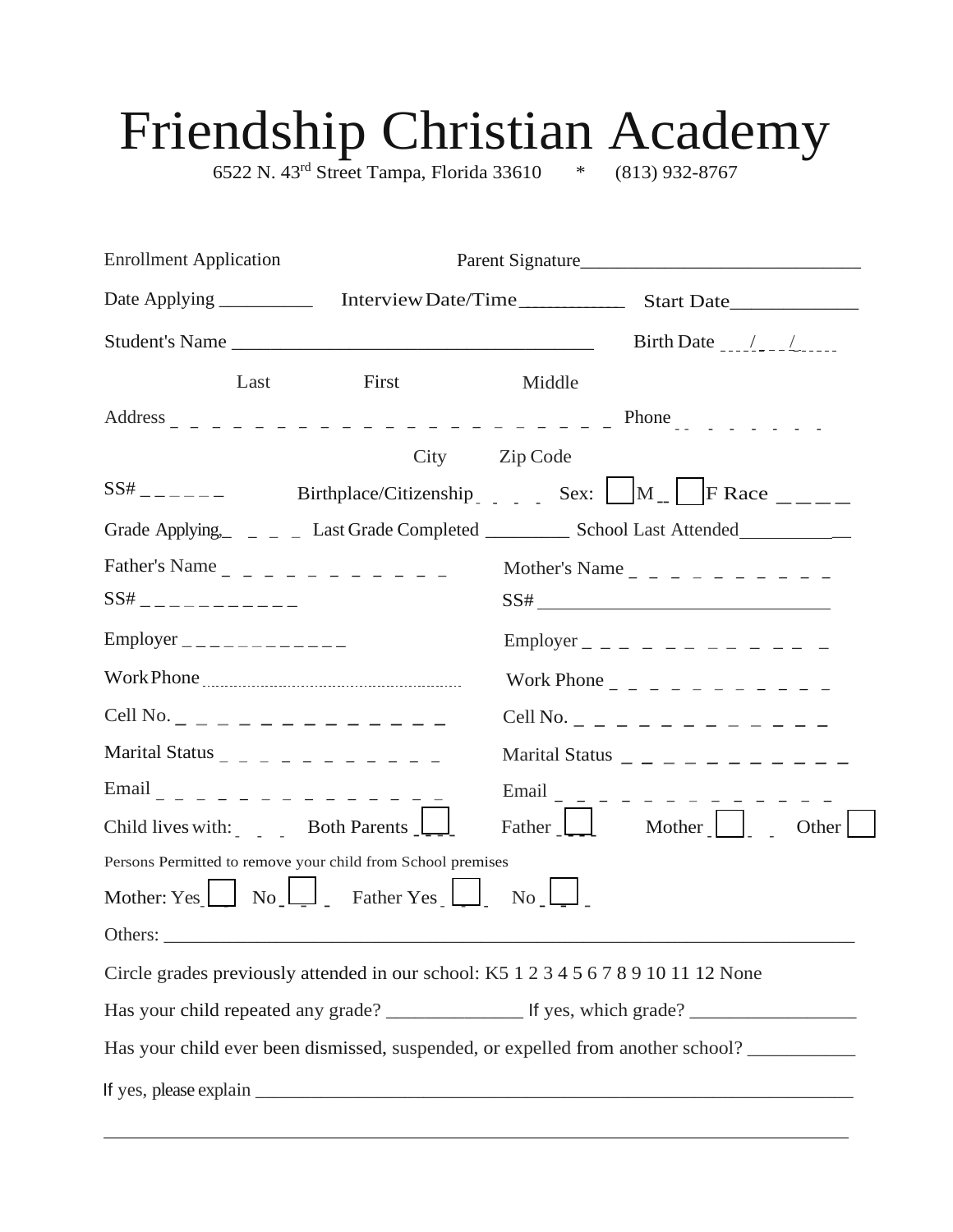# Friendship Christian Academy

6522 N. 43rd Street Tampa, Florida 33610 * (813) 932-8767

Enrollment Application Parent Signature______________________________

Date Applying __________ Interview Date/Time___________ Start Date_____________

Student's Name ____________________________________ Birth Date ___/___/_____

Last First Middle

Address _ _ _ _ _ _ _ _ _ _ _ _ _ _ _ _ _ _ _ _ _ _ _ Phone _ _ _ _ _ _ _ _

City Zip Code

SS# _ _ _ _ _ _ Birthplace/Citizenship _ _ _ _ Sex: ☐ M ☐ F Race _ _ _ _

Grade Applying _ _ _ _ Last Grade Completed _________ School Last Attended____________

Father's Name _ _ _ _ _ _ _ _ _ _ _ _ Mother's Name _ _ _ _ _ _ _ _ _ _ _

SS# _ _ _ _ _ _ _ _ _ _ _ SS# ______________________________

Employer _ _ _ _ _ _ _ _ _ _ _ _ Employer _ _ _ _ _ _ _ _ _ _ _ _ _

Work Phone ..................................................... Work Phone _ _ _ _ _ _ _ _ _ _ _ _

Cell No. _ _ _ _ _ _ _ _ _ _ _ _ _ _ Cell No. _ _ _ _ _ _ _ _ _ _ _ _ _

Marital Status _ _ _ _ _ _ _ _ _ _ _ _ Marital Status _ _ _ _ _ _ _ _ _ _ _

Email _ _ _ _ _ _ _ _ _ _ _ _ _ _ _ Email _ _ _ _ _ _ _ _ _ _ _ _ _ _ _

Child lives with: Both Parents ☐ Father ☐ Mother ☐ Other ☐

Persons Permitted to remove your child from School premises

Mother: Yes ☐ No ☐ Father Yes ☐ No ☐

Others: ________________________________________________________________________

Circle grades previously attended in our school: K5 1 2 3 4 5 6 7 8 9 10 11 12 None

Has your child repeated any grade? ______________ If yes, which grade? _________________

Has your child ever been dismissed, suspended, or expelled from another school? ___________

If yes, please explain ________________________________________________________________

_____________________________________________________________________________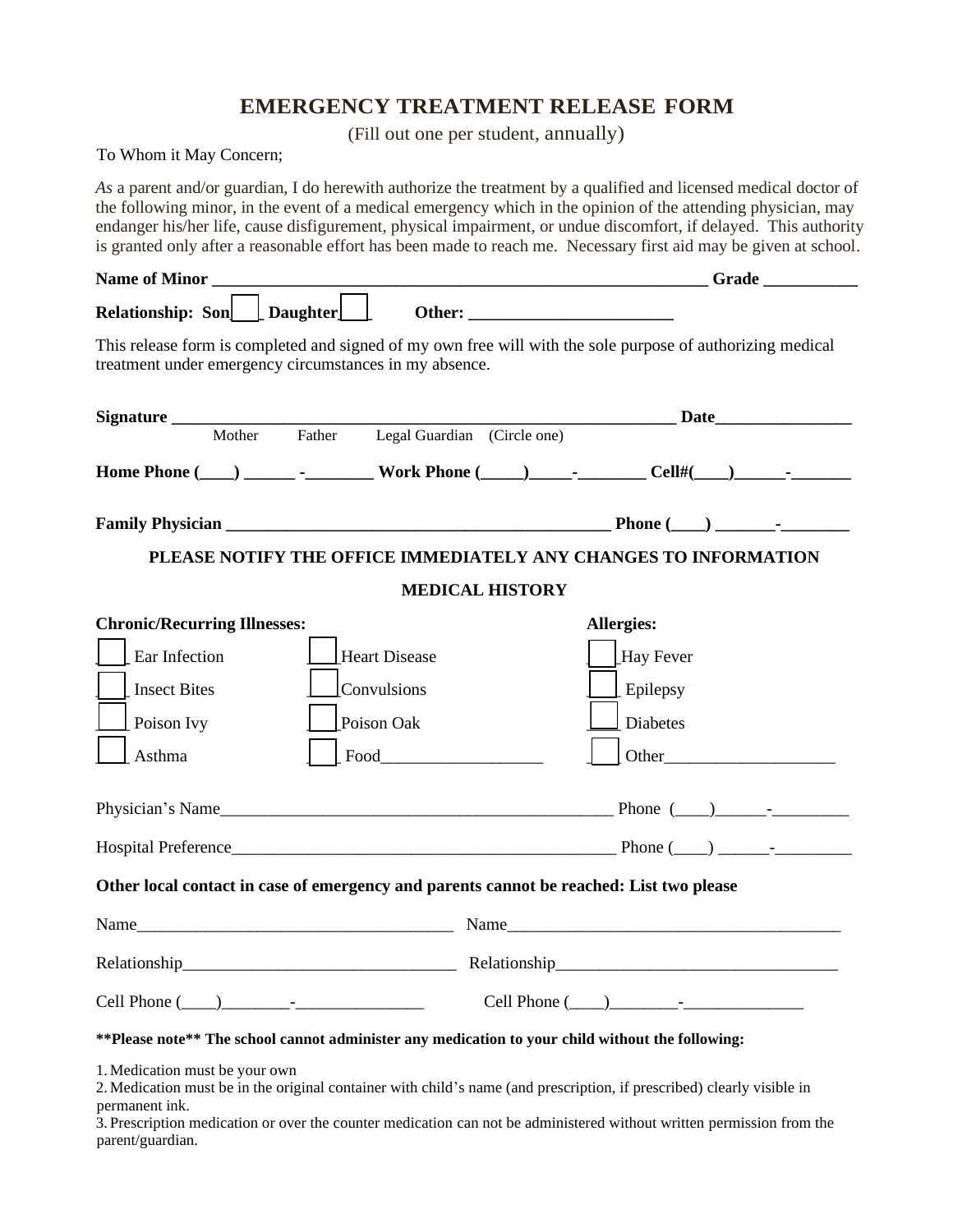# EMERGENCY TREATMENT RELEASE FORM

(Fill out one per student, annually)

To Whom it May Concern;

*As* a parent and/or guardian, I do herewith authorize the treatment by a qualified and licensed medical doctor of the following minor, in the event of a medical emergency which in the opinion of the attending physician, may endanger his/her life, cause disfigurement, physical impairment, or undue discomfort, if delayed. This authority is granted only after a reasonable effort has been made to reach me. Necessary first aid may be given at school.

**Name of Minor** ____________________________________________________________ **Grade** ___________

**Relationship: Son** ☐ **Daughter** ☐ **Other:** ________________________

This release form is completed and signed of my own free will with the sole purpose of authorizing medical treatment under emergency circumstances in my absence.

**Signature** ____________________________________________________________ **Date**________________

Mother Father Legal Guardian (Circle one)

**Home Phone (____) ______ -________ Work Phone (_____)_____-________ Cell#(____)______-_______**

**Family Physician** ______________________________________________ **Phone (____) _______-________**

**PLEASE NOTIFY THE OFFICE IMMEDIATELY ANY CHANGES TO INFORMATION**

## MEDICAL HISTORY

**Chronic/Recurring Illnesses:**

- ☐ Ear Infection
- ☐ Insect Bites
- ☐ Poison Ivy
- ☐ Asthma
- ☐ Heart Disease
- ☐ Convulsions
- ☐ Poison Oak
- ☐ Food___________________

**Allergies:**

- ☐ Hay Fever
- ☐ Epilepsy
- ☐ Diabetes
- ☐ Other____________________

Physician's Name_______________________________________________ Phone (____)______-_________

Hospital Preference______________________________________________ Phone (____) ______-_________

**Other local contact in case of emergency and parents cannot be reached: List two please**

Name_____________________________________ Name_______________________________________

Relationship________________________________ Relationship_________________________________

Cell Phone (____)________-_______________ Cell Phone (____)________-______________

**\*\*Please note\*\* The school cannot administer any medication to your child without the following:**

1. Medication must be your own
2. Medication must be in the original container with child's name (and prescription, if prescribed) clearly visible in permanent ink.
3. Prescription medication or over the counter medication can not be administered without written permission from the parent/guardian.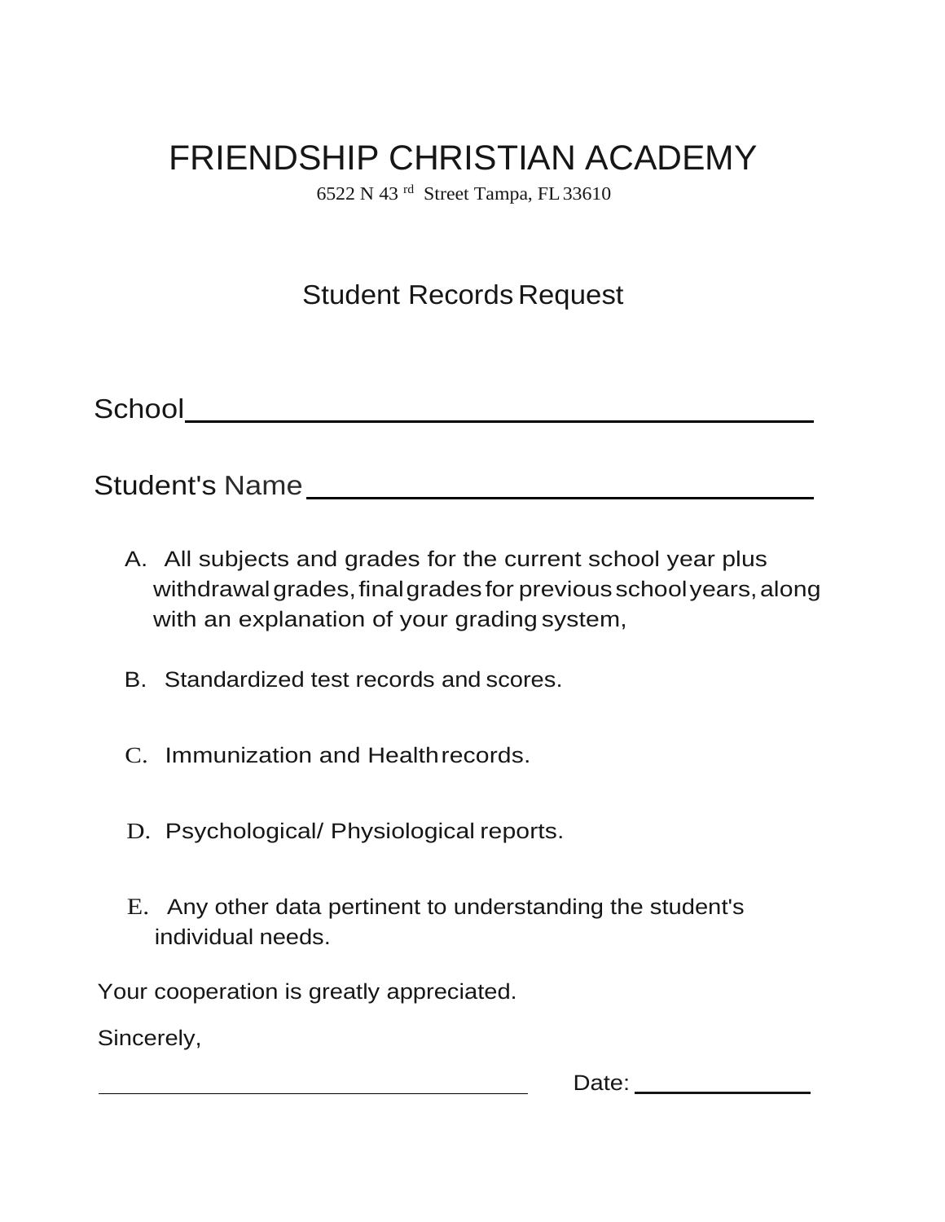# FRIENDSHIP CHRISTIAN ACADEMY

6522 N 43 rd Street Tampa, FL 33610

## Student Records Request

School \_\_\_\_\_\_\_\_\_\_\_\_\_\_\_\_\_\_\_\_\_\_\_\_\_\_\_\_\_\_\_\_\_\_\_\_\_\_\_\_

Student's Name \_\_\_\_\_\_\_\_\_\_\_\_\_\_\_\_\_\_\_\_\_\_\_\_\_\_\_\_\_\_\_\_

A. All subjects and grades for the current school year plus withdrawal grades, final grades for previous school years, along with an explanation of your grading system,

B. Standardized test records and scores.

C. Immunization and Health records.

D. Psychological/ Physiological reports.

E. Any other data pertinent to understanding the student's individual needs.

Your cooperation is greatly appreciated.

Sincerely,

\_\_\_\_\_\_\_\_\_\_\_\_\_\_\_\_\_\_\_\_\_\_\_\_\_\_\_\_\_\_\_\_\_\_\_\_ Date: \_\_\_\_\_\_\_\_\_\_\_\_\_\_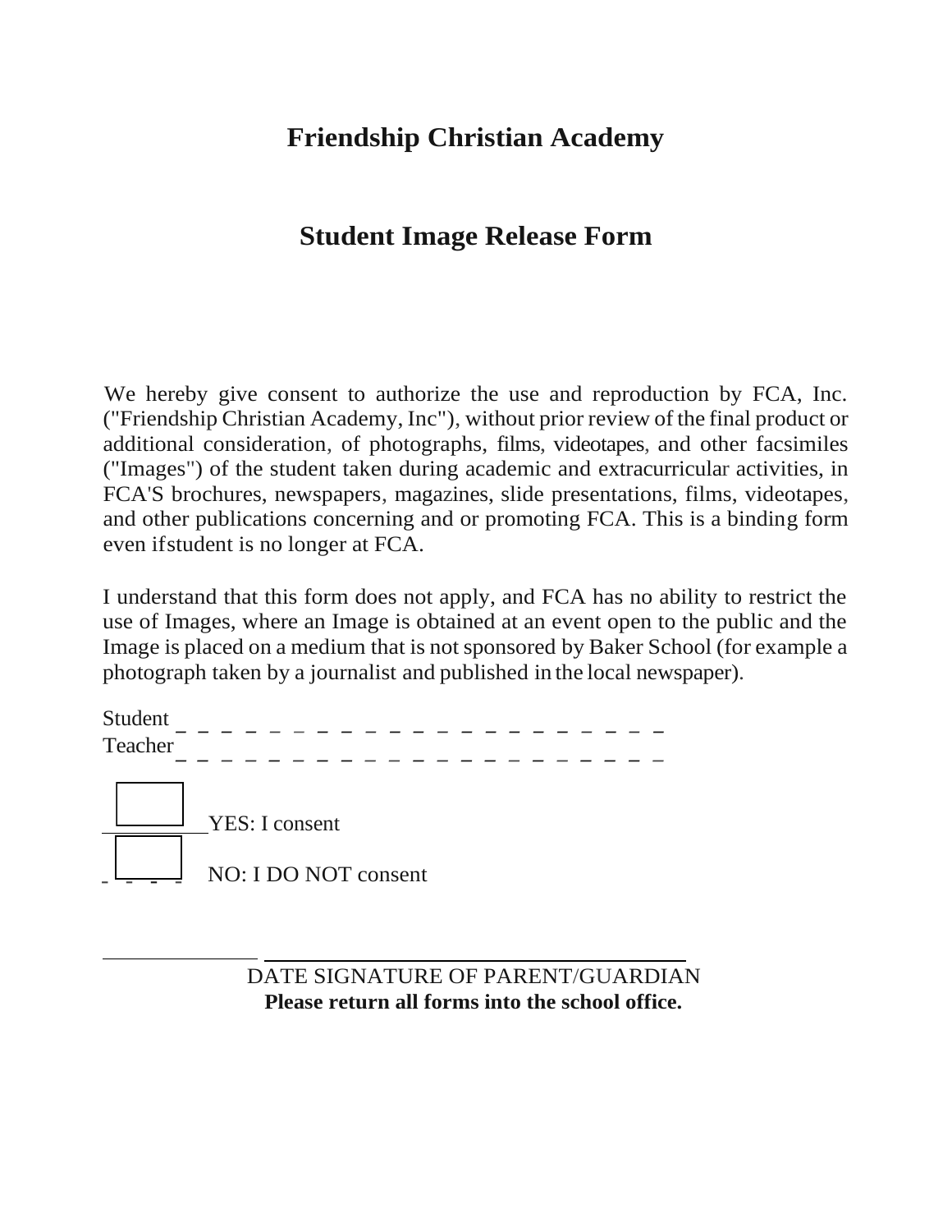# Friendship Christian Academy

## Student Image Release Form

We hereby give consent to authorize the use and reproduction by FCA, Inc. ("Friendship Christian Academy, Inc"), without prior review of the final product or additional consideration, of photographs, films, videotapes, and other facsimiles ("Images") of the student taken during academic and extracurricular activities, in FCA'S brochures, newspapers, magazines, slide presentations, films, videotapes, and other publications concerning and or promoting FCA. This is a binding form even ifstudent is no longer at FCA.

I understand that this form does not apply, and FCA has no ability to restrict the use of Images, where an Image is obtained at an event open to the public and the Image is placed on a medium that is not sponsored by Baker School (for example a photograph taken by a journalist and published in the local newspaper).

Student ______________________

Teacher ______________________

☐ YES: I consent

☐ NO: I DO NOT consent

______________ ______________________________

DATE SIGNATURE OF PARENT/GUARDIAN

**Please return all forms into the school office.**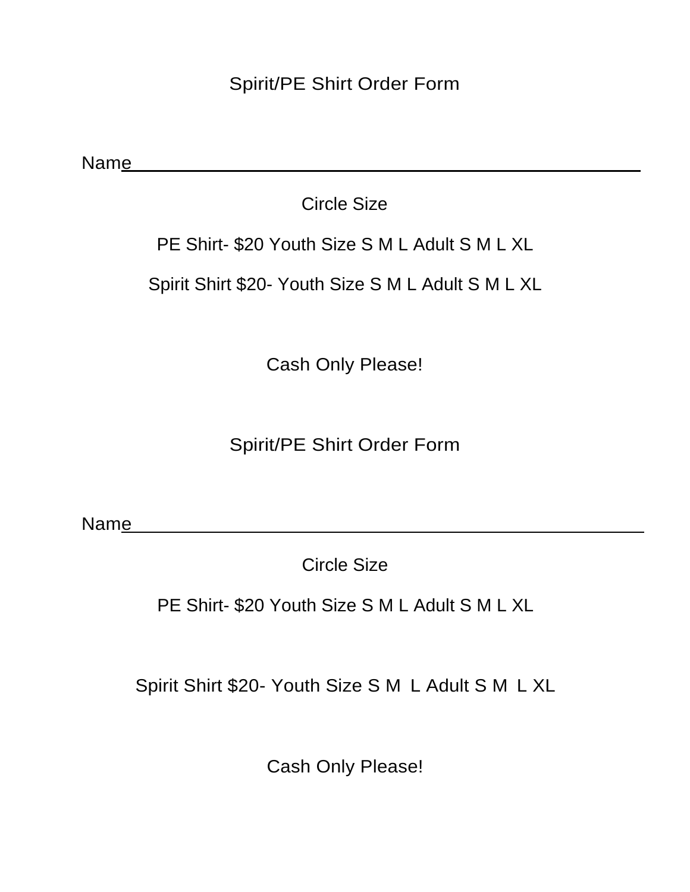Spirit/PE Shirt Order Form

Name\_\_\_\_\_\_\_\_\_\_\_\_\_\_\_\_\_\_\_\_\_\_\_\_\_\_\_\_\_\_\_\_\_\_\_\_\_\_\_\_\_\_\_\_\_\_\_\_

Circle Size

PE Shirt- $20 Youth Size S M L Adult S M L XL

Spirit Shirt $20- Youth Size S M L Adult S M L XL

Cash Only Please!

Spirit/PE Shirt Order Form

Name\_\_\_\_\_\_\_\_\_\_\_\_\_\_\_\_\_\_\_\_\_\_\_\_\_\_\_\_\_\_\_\_\_\_\_\_\_\_\_\_\_\_\_\_\_\_\_\_

Circle Size

PE Shirt- $20 Youth Size S M L Adult S M L XL

Spirit Shirt $20- Youth Size S M L Adult S M L XL

Cash Only Please!